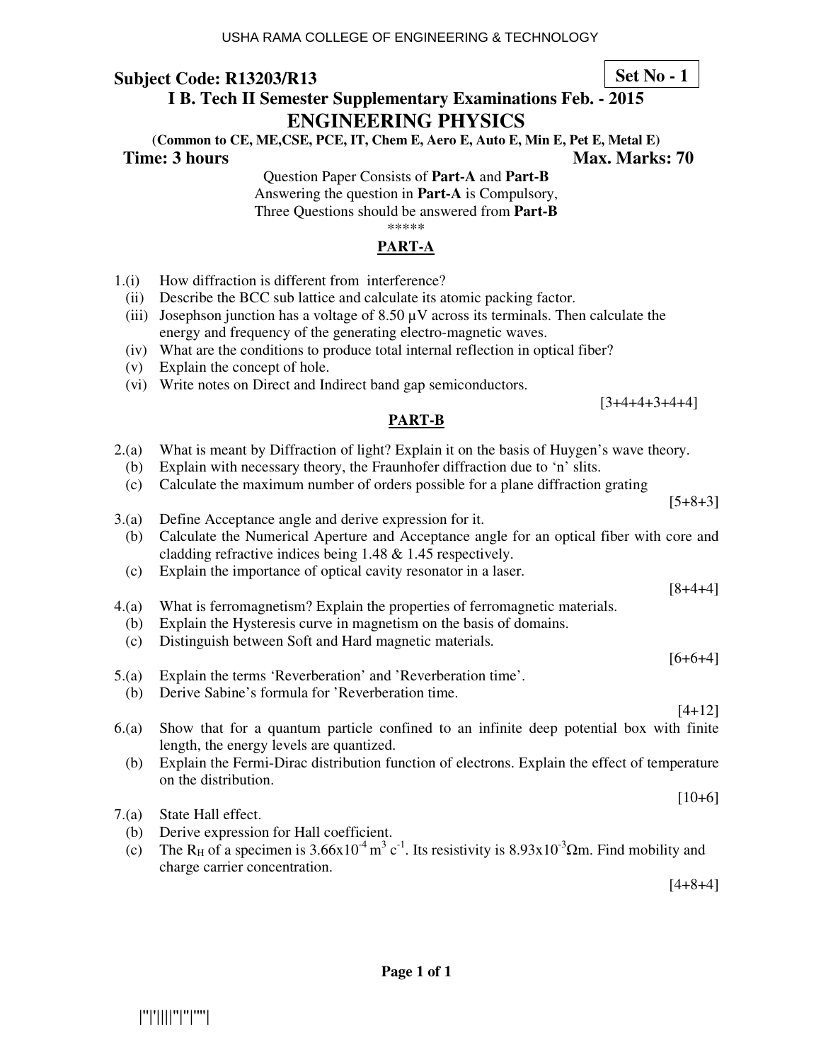**Subject Code: R13203/R13**

**Set No - 1**

## I B. Tech II Semester Supplementary Examinations Feb. - 2015

# ENGINEERING PHYSICS

**(Common to CE, ME,CSE, PCE, IT, Chem E, Aero E, Auto E, Min E, Pet E, Metal E)**

**Time: 3 hours** **Max. Marks: 70**

Question Paper Consists of **Part-A** and **Part-B**
Answering the question in **Part-A** is Compulsory,
Three Questions should be answered from **Part-B**

*****

## PART-A

1.(i) How diffraction is different from interference?

(ii) Describe the BCC sub lattice and calculate its atomic packing factor.

(iii) Josephson junction has a voltage of 8.50 μV across its terminals. Then calculate the energy and frequency of the generating electro-magnetic waves.

(iv) What are the conditions to produce total internal reflection in optical fiber?

(v) Explain the concept of hole.

(vi) Write notes on Direct and Indirect band gap semiconductors.

[3+4+4+3+4+4]

## PART-B

2.(a) What is meant by Diffraction of light? Explain it on the basis of Huygen's wave theory.

(b) Explain with necessary theory, the Fraunhofer diffraction due to 'n' slits.

(c) Calculate the maximum number of orders possible for a plane diffraction grating

[5+8+3]

3.(a) Define Acceptance angle and derive expression for it.

(b) Calculate the Numerical Aperture and Acceptance angle for an optical fiber with core and cladding refractive indices being 1.48 & 1.45 respectively.

(c) Explain the importance of optical cavity resonator in a laser.

[8+4+4]

4.(a) What is ferromagnetism? Explain the properties of ferromagnetic materials.

(b) Explain the Hysteresis curve in magnetism on the basis of domains.

(c) Distinguish between Soft and Hard magnetic materials.

[6+6+4]

5.(a) Explain the terms 'Reverberation' and 'Reverberation time'.

(b) Derive Sabine's formula for 'Reverberation time.

[4+12]

6.(a) Show that for a quantum particle confined to an infinite deep potential box with finite length, the energy levels are quantized.

(b) Explain the Fermi-Dirac distribution function of electrons. Explain the effect of temperature on the distribution.

[10+6]

7.(a) State Hall effect.

(b) Derive expression for Hall coefficient.

(c) The $R_H$ of a specimen is $3.66 \times 10^{-4}$ $m^3$ $c^{-1}$. Its resistivity is $8.93 \times 10^{-3}$ Ωm. Find mobility and charge carrier concentration.

[4+8+4]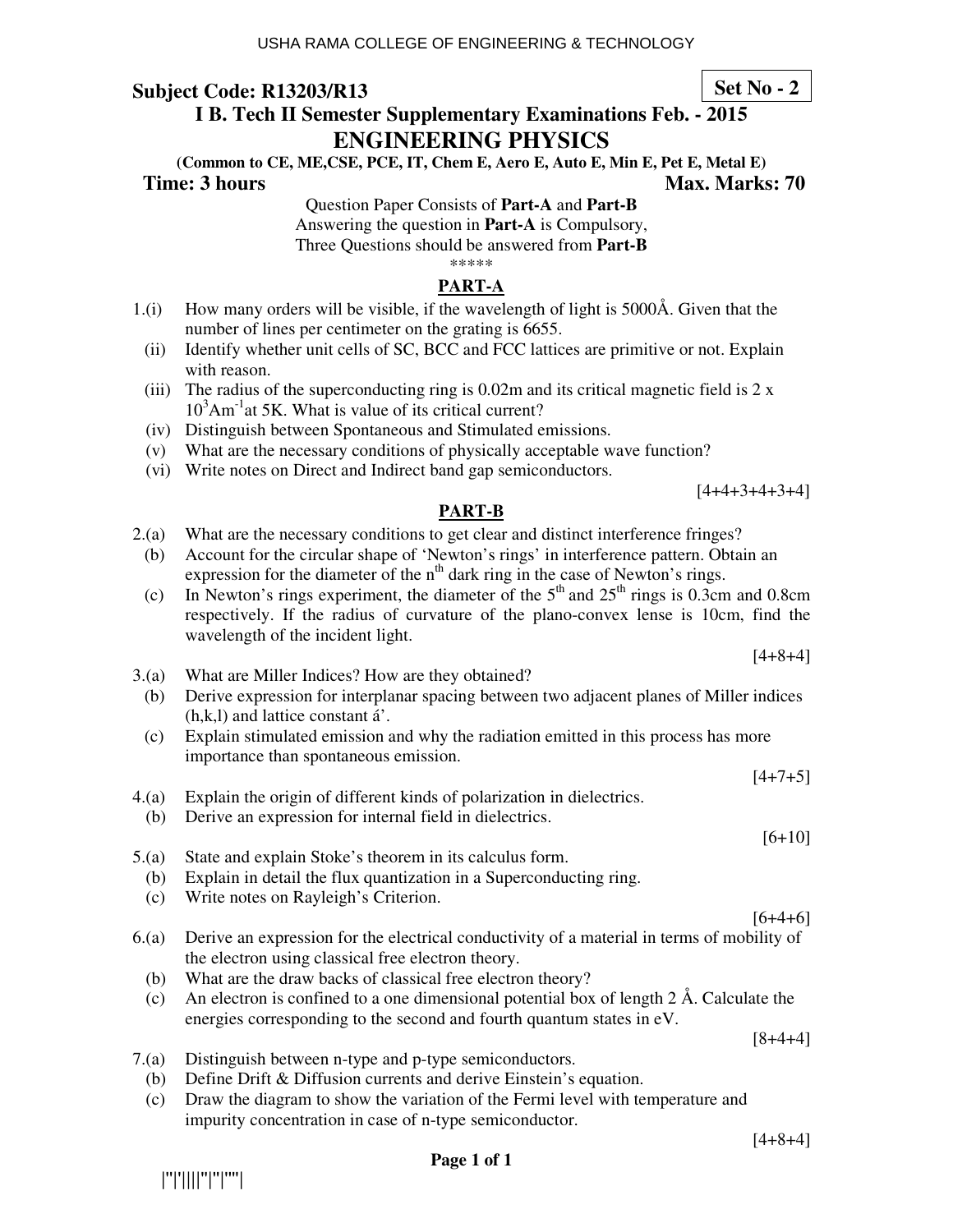**Subject Code: R13203/R13** **Set No - 2**

**I B. Tech II Semester Supplementary Examinations Feb. - 2015**

# ENGINEERING PHYSICS

**(Common to CE, ME,CSE, PCE, IT, Chem E, Aero E, Auto E, Min E, Pet E, Metal E)**

**Time: 3 hours** **Max. Marks: 70**

Question Paper Consists of **Part-A** and **Part-B**
Answering the question in **Part-A** is Compulsory,
Three Questions should be answered from **Part-B**

*****

## PART-A

1.(i) How many orders will be visible, if the wavelength of light is 5000Å. Given that the number of lines per centimeter on the grating is 6655.

(ii) Identify whether unit cells of SC, BCC and FCC lattices are primitive or not. Explain with reason.

(iii) The radius of the superconducting ring is 0.02m and its critical magnetic field is $2 \times 10^3 Am^{-1}$ at 5K. What is value of its critical current?

(iv) Distinguish between Spontaneous and Stimulated emissions.

(v) What are the necessary conditions of physically acceptable wave function?

(vi) Write notes on Direct and Indirect band gap semiconductors.

[4+4+3+4+3+4]

## PART-B

2.(a) What are the necessary conditions to get clear and distinct interference fringes?

(b) Account for the circular shape of 'Newton's rings' in interference pattern. Obtain an expression for the diameter of the $n^{th}$ dark ring in the case of Newton's rings.

(c) In Newton's rings experiment, the diameter of the $5^{th}$ and $25^{th}$ rings is 0.3cm and 0.8cm respectively. If the radius of curvature of the plano-convex lense is 10cm, find the wavelength of the incident light.

[4+8+4]

3.(a) What are Miller Indices? How are they obtained?

(b) Derive expression for interplanar spacing between two adjacent planes of Miller indices (h,k,l) and lattice constant á'.

(c) Explain stimulated emission and why the radiation emitted in this process has more importance than spontaneous emission.

[4+7+5]

4.(a) Explain the origin of different kinds of polarization in dielectrics.

(b) Derive an expression for internal field in dielectrics.

[6+10]

5.(a) State and explain Stoke's theorem in its calculus form.

(b) Explain in detail the flux quantization in a Superconducting ring.

(c) Write notes on Rayleigh's Criterion.

[6+4+6]

6.(a) Derive an expression for the electrical conductivity of a material in terms of mobility of the electron using classical free electron theory.

(b) What are the draw backs of classical free electron theory?

(c) An electron is confined to a one dimensional potential box of length 2 Å. Calculate the energies corresponding to the second and fourth quantum states in eV.

[8+4+4]

7.(a) Distinguish between n-type and p-type semiconductors.

(b) Define Drift & Diffusion currents and derive Einstein's equation.

(c) Draw the diagram to show the variation of the Fermi level with temperature and impurity concentration in case of n-type semiconductor.

[4+8+4]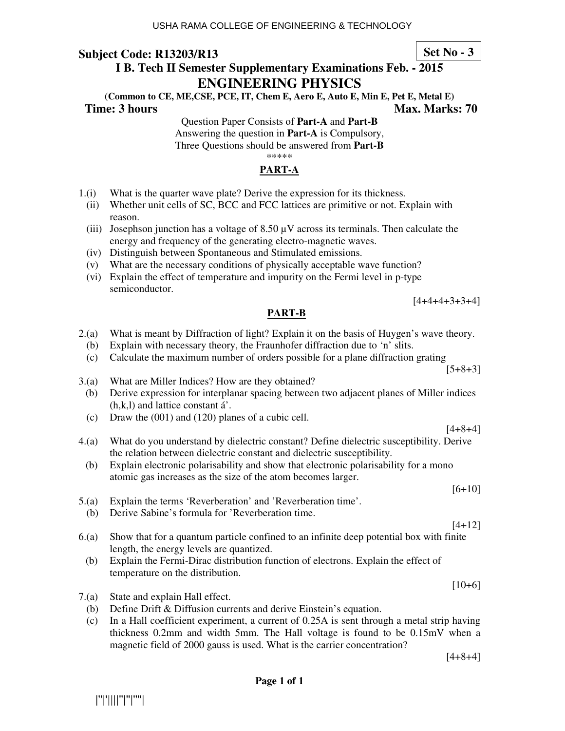USHA RAMA COLLEGE OF ENGINEERING & TECHNOLOGY

**Subject Code: R13203/R13** **Set No - 3**

## I B. Tech II Semester Supplementary Examinations Feb. - 2015

# ENGINEERING PHYSICS

**(Common to CE, ME,CSE, PCE, IT, Chem E, Aero E, Auto E, Min E, Pet E, Metal E)**

**Time: 3 hours** **Max. Marks: 70**

Question Paper Consists of **Part-A** and **Part-B**
Answering the question in **Part-A** is Compulsory,
Three Questions should be answered from **Part-B**

*****

## PART-A

1.(i) What is the quarter wave plate? Derive the expression for its thickness.
(ii) Whether unit cells of SC, BCC and FCC lattices are primitive or not. Explain with reason.
(iii) Josephson junction has a voltage of 8.50 µV across its terminals. Then calculate the energy and frequency of the generating electro-magnetic waves.
(iv) Distinguish between Spontaneous and Stimulated emissions.
(v) What are the necessary conditions of physically acceptable wave function?
(vi) Explain the effect of temperature and impurity on the Fermi level in p-type semiconductor.

[4+4+4+3+3+4]

## PART-B

2.(a) What is meant by Diffraction of light? Explain it on the basis of Huygen's wave theory.
(b) Explain with necessary theory, the Fraunhofer diffraction due to 'n' slits.
(c) Calculate the maximum number of orders possible for a plane diffraction grating

[5+8+3]

3.(a) What are Miller Indices? How are they obtained?
(b) Derive expression for interplanar spacing between two adjacent planes of Miller indices (h,k,l) and lattice constant á'.
(c) Draw the (001) and (120) planes of a cubic cell.

[4+8+4]

4.(a) What do you understand by dielectric constant? Define dielectric susceptibility. Derive the relation between dielectric constant and dielectric susceptibility.
(b) Explain electronic polarisability and show that electronic polarisability for a mono atomic gas increases as the size of the atom becomes larger.

[6+10]

5.(a) Explain the terms 'Reverberation' and 'Reverberation time'.
(b) Derive Sabine's formula for 'Reverberation time.

[4+12]

6.(a) Show that for a quantum particle confined to an infinite deep potential box with finite length, the energy levels are quantized.
(b) Explain the Fermi-Dirac distribution function of electrons. Explain the effect of temperature on the distribution.

[10+6]

7.(a) State and explain Hall effect.
(b) Define Drift & Diffusion currents and derive Einstein's equation.
(c) In a Hall coefficient experiment, a current of 0.25A is sent through a metal strip having thickness 0.2mm and width 5mm. The Hall voltage is found to be 0.15mV when a magnetic field of 2000 gauss is used. What is the carrier concentration?

[4+8+4]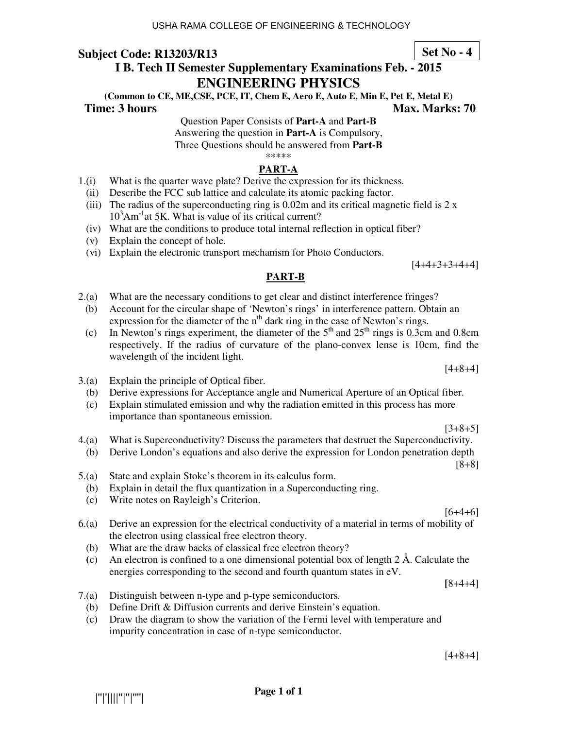USHA RAMA COLLEGE OF ENGINEERING & TECHNOLOGY

**Subject Code: R13203/R13** **Set No - 4**

**I B. Tech II Semester Supplementary Examinations Feb. - 2015**

# ENGINEERING PHYSICS

**(Common to CE, ME,CSE, PCE, IT, Chem E, Aero E, Auto E, Min E, Pet E, Metal E)**

**Time: 3 hours** **Max. Marks: 70**

Question Paper Consists of **Part-A** and **Part-B**
Answering the question in **Part-A** is Compulsory,
Three Questions should be answered from **Part-B**

*****

## PART-A

1.(i) What is the quarter wave plate? Derive the expression for its thickness.

(ii) Describe the FCC sub lattice and calculate its atomic packing factor.

(iii) The radius of the superconducting ring is 0.02m and its critical magnetic field is $2 \times 10^3 Am^{-1}$ at 5K. What is value of its critical current?

(iv) What are the conditions to produce total internal reflection in optical fiber?

(v) Explain the concept of hole.

(vi) Explain the electronic transport mechanism for Photo Conductors.

[4+4+3+3+4+4]

## PART-B

2.(a) What are the necessary conditions to get clear and distinct interference fringes?

(b) Account for the circular shape of 'Newton's rings' in interference pattern. Obtain an expression for the diameter of the $n^{th}$ dark ring in the case of Newton's rings.

(c) In Newton's rings experiment, the diameter of the $5^{th}$ and $25^{th}$ rings is 0.3cm and 0.8cm respectively. If the radius of curvature of the plano-convex lense is 10cm, find the wavelength of the incident light.

[4+8+4]

3.(a) Explain the principle of Optical fiber.

(b) Derive expressions for Acceptance angle and Numerical Aperture of an Optical fiber.

(c) Explain stimulated emission and why the radiation emitted in this process has more importance than spontaneous emission.

[3+8+5]

4.(a) What is Superconductivity? Discuss the parameters that destruct the Superconductivity.

(b) Derive London's equations and also derive the expression for London penetration depth

[8+8]

5.(a) State and explain Stoke's theorem in its calculus form.

(b) Explain in detail the flux quantization in a Superconducting ring.

(c) Write notes on Rayleigh's Criterion.

[6+4+6]

6.(a) Derive an expression for the electrical conductivity of a material in terms of mobility of the electron using classical free electron theory.

(b) What are the draw backs of classical free electron theory?

(c) An electron is confined to a one dimensional potential box of length 2 Å. Calculate the energies corresponding to the second and fourth quantum states in eV.

[8+4+4]

7.(a) Distinguish between n-type and p-type semiconductors.

(b) Define Drift & Diffusion currents and derive Einstein's equation.

(c) Draw the diagram to show the variation of the Fermi level with temperature and impurity concentration in case of n-type semiconductor.

[4+8+4]